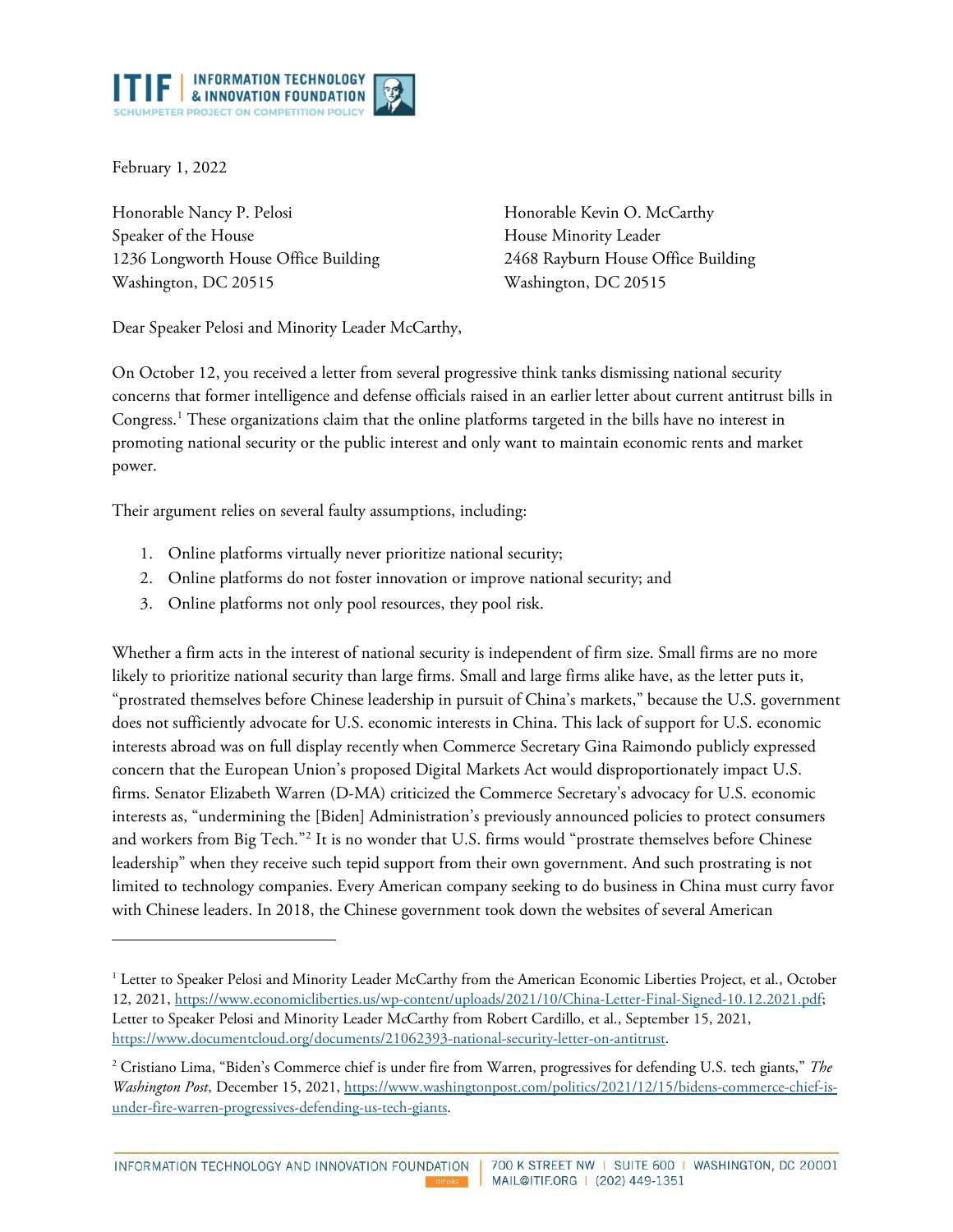February 1, 2022

Honorable Nancy P. Pelosi
Speaker of the House
1236 Longworth House Office Building
Washington, DC 20515

Honorable Kevin O. McCarthy
House Minority Leader
2468 Rayburn House Office Building
Washington, DC 20515

Dear Speaker Pelosi and Minority Leader McCarthy,

On October 12, you received a letter from several progressive think tanks dismissing national security concerns that former intelligence and defense officials raised in an earlier letter about current antitrust bills in Congress.[1] These organizations claim that the online platforms targeted in the bills have no interest in promoting national security or the public interest and only want to maintain economic rents and market power.

Their argument relies on several faulty assumptions, including:

1. Online platforms virtually never prioritize national security;
2. Online platforms do not foster innovation or improve national security; and
3. Online platforms not only pool resources, they pool risk.

Whether a firm acts in the interest of national security is independent of firm size. Small firms are no more likely to prioritize national security than large firms. Small and large firms alike have, as the letter puts it, "prostrated themselves before Chinese leadership in pursuit of China's markets," because the U.S. government does not sufficiently advocate for U.S. economic interests in China. This lack of support for U.S. economic interests abroad was on full display recently when Commerce Secretary Gina Raimondo publicly expressed concern that the European Union's proposed Digital Markets Act would disproportionately impact U.S. firms. Senator Elizabeth Warren (D-MA) criticized the Commerce Secretary's advocacy for U.S. economic interests as, "undermining the [Biden] Administration's previously announced policies to protect consumers and workers from Big Tech."[2] It is no wonder that U.S. firms would "prostrate themselves before Chinese leadership" when they receive such tepid support from their own government. And such prostrating is not limited to technology companies. Every American company seeking to do business in China must curry favor with Chinese leaders. In 2018, the Chinese government took down the websites of several American

---

[1] Letter to Speaker Pelosi and Minority Leader McCarthy from the American Economic Liberties Project, et al., October 12, 2021, https://www.economicliberties.us/wp-content/uploads/2021/10/China-Letter-Final-Signed-10.12.2021.pdf; Letter to Speaker Pelosi and Minority Leader McCarthy from Robert Cardillo, et al., September 15, 2021, https://www.documentcloud.org/documents/21062393-national-security-letter-on-antitrust.

[2] Cristiano Lima, "Biden's Commerce chief is under fire from Warren, progressives for defending U.S. tech giants," *The Washington Post*, December 15, 2021, https://www.washingtonpost.com/politics/2021/12/15/bidens-commerce-chief-is-under-fire-warren-progressives-defending-us-tech-giants.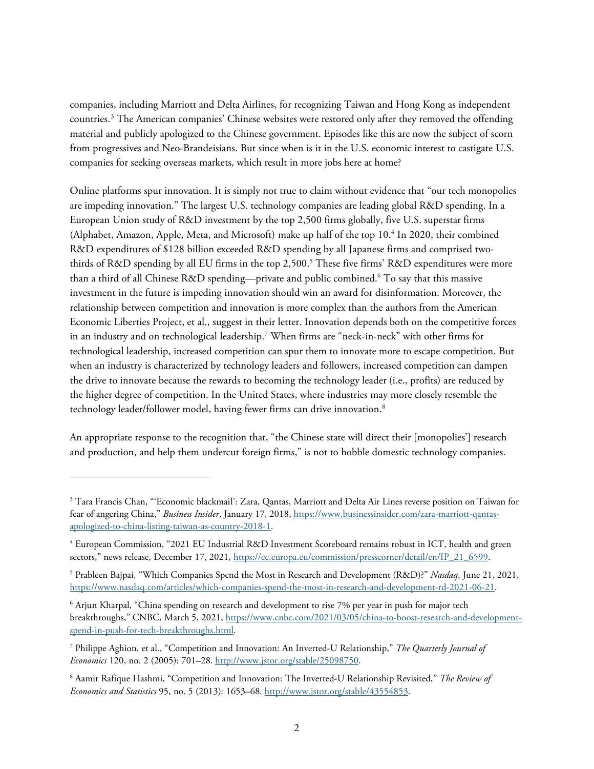companies, including Marriott and Delta Airlines, for recognizing Taiwan and Hong Kong as independent countries.[3] The American companies' Chinese websites were restored only after they removed the offending material and publicly apologized to the Chinese government. Episodes like this are now the subject of scorn from progressives and Neo-Brandeisians. But since when is it in the U.S. economic interest to castigate U.S. companies for seeking overseas markets, which result in more jobs here at home?

Online platforms spur innovation. It is simply not true to claim without evidence that "our tech monopolies are impeding innovation." The largest U.S. technology companies are leading global R&D spending. In a European Union study of R&D investment by the top 2,500 firms globally, five U.S. superstar firms (Alphabet, Amazon, Apple, Meta, and Microsoft) make up half of the top 10.[4] In 2020, their combined R&D expenditures of $128 billion exceeded R&D spending by all Japanese firms and comprised two-thirds of R&D spending by all EU firms in the top 2,500.[5] These five firms' R&D expenditures were more than a third of all Chinese R&D spending—private and public combined.[6] To say that this massive investment in the future is impeding innovation should win an award for disinformation. Moreover, the relationship between competition and innovation is more complex than the authors from the American Economic Liberties Project, et al., suggest in their letter. Innovation depends both on the competitive forces in an industry and on technological leadership.[7] When firms are "neck-in-neck" with other firms for technological leadership, increased competition can spur them to innovate more to escape competition. But when an industry is characterized by technology leaders and followers, increased competition can dampen the drive to innovate because the rewards to becoming the technology leader (i.e., profits) are reduced by the higher degree of competition. In the United States, where industries may more closely resemble the technology leader/follower model, having fewer firms can drive innovation.[8]

An appropriate response to the recognition that, "the Chinese state will direct their [monopolies'] research and production, and help them undercut foreign firms," is not to hobble domestic technology companies.

---

[3] Tara Francis Chan, "'Economic blackmail': Zara, Qantas, Marriott and Delta Air Lines reverse position on Taiwan for fear of angering China," *Business Insider*, January 17, 2018, https://www.businessinsider.com/zara-marriott-qantas-apologized-to-china-listing-taiwan-as-country-2018-1.

[4] European Commission, "2021 EU Industrial R&D Investment Scoreboard remains robust in ICT, health and green sectors," news release, December 17, 2021, https://ec.europa.eu/commission/presscorner/detail/en/IP_21_6599.

[5] Prableen Bajpai, "Which Companies Spend the Most in Research and Development (R&D)?" *Nasdaq*, June 21, 2021, https://www.nasdaq.com/articles/which-companies-spend-the-most-in-research-and-development-rd-2021-06-21.

[6] Arjun Kharpal, "China spending on research and development to rise 7% per year in push for major tech breakthroughs," CNBC, March 5, 2021, https://www.cnbc.com/2021/03/05/china-to-boost-research-and-development-spend-in-push-for-tech-breakthroughs.html.

[7] Philippe Aghion, et al., "Competition and Innovation: An Inverted-U Relationship," *The Quarterly Journal of Economics* 120, no. 2 (2005): 701–28. http://www.jstor.org/stable/25098750.

[8] Aamir Rafique Hashmi, "Competition and Innovation: The Inverted-U Relationship Revisited," *The Review of Economics and Statistics* 95, no. 5 (2013): 1653–68. http://www.jstor.org/stable/43554853.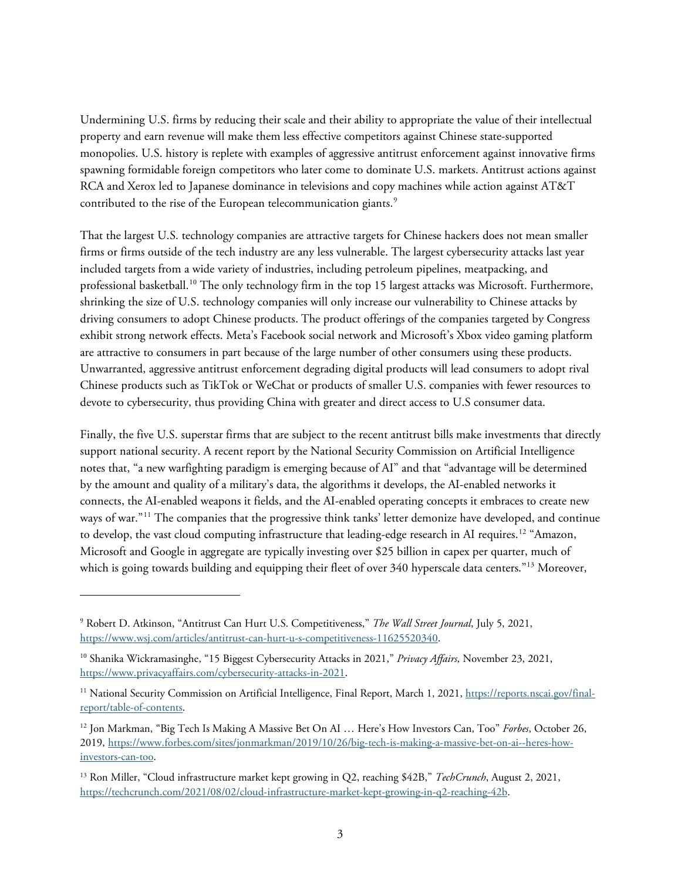Undermining U.S. firms by reducing their scale and their ability to appropriate the value of their intellectual property and earn revenue will make them less effective competitors against Chinese state-supported monopolies. U.S. history is replete with examples of aggressive antitrust enforcement against innovative firms spawning formidable foreign competitors who later come to dominate U.S. markets. Antitrust actions against RCA and Xerox led to Japanese dominance in televisions and copy machines while action against AT&T contributed to the rise of the European telecommunication giants.[9]

That the largest U.S. technology companies are attractive targets for Chinese hackers does not mean smaller firms or firms outside of the tech industry are any less vulnerable. The largest cybersecurity attacks last year included targets from a wide variety of industries, including petroleum pipelines, meatpacking, and professional basketball.[10] The only technology firm in the top 15 largest attacks was Microsoft. Furthermore, shrinking the size of U.S. technology companies will only increase our vulnerability to Chinese attacks by driving consumers to adopt Chinese products. The product offerings of the companies targeted by Congress exhibit strong network effects. Meta's Facebook social network and Microsoft's Xbox video gaming platform are attractive to consumers in part because of the large number of other consumers using these products. Unwarranted, aggressive antitrust enforcement degrading digital products will lead consumers to adopt rival Chinese products such as TikTok or WeChat or products of smaller U.S. companies with fewer resources to devote to cybersecurity, thus providing China with greater and direct access to U.S consumer data.

Finally, the five U.S. superstar firms that are subject to the recent antitrust bills make investments that directly support national security. A recent report by the National Security Commission on Artificial Intelligence notes that, "a new warfighting paradigm is emerging because of AI" and that "advantage will be determined by the amount and quality of a military's data, the algorithms it develops, the AI-enabled networks it connects, the AI-enabled weapons it fields, and the AI-enabled operating concepts it embraces to create new ways of war."[11] The companies that the progressive think tanks' letter demonize have developed, and continue to develop, the vast cloud computing infrastructure that leading-edge research in AI requires.[12] "Amazon, Microsoft and Google in aggregate are typically investing over $25 billion in capex per quarter, much of which is going towards building and equipping their fleet of over 340 hyperscale data centers."[13] Moreover,

---

[9] Robert D. Atkinson, "Antitrust Can Hurt U.S. Competitiveness," *The Wall Street Journal*, July 5, 2021, https://www.wsj.com/articles/antitrust-can-hurt-u-s-competitiveness-11625520340.

[10] Shanika Wickramasinghe, "15 Biggest Cybersecurity Attacks in 2021," *Privacy Affairs*, November 23, 2021, https://www.privacyaffairs.com/cybersecurity-attacks-in-2021.

[11] National Security Commission on Artificial Intelligence, Final Report, March 1, 2021, https://reports.nscai.gov/final-report/table-of-contents.

[12] Jon Markman, "Big Tech Is Making A Massive Bet On AI … Here's How Investors Can, Too" *Forbes*, October 26, 2019, https://www.forbes.com/sites/jonmarkman/2019/10/26/big-tech-is-making-a-massive-bet-on-ai--heres-how-investors-can-too.

[13] Ron Miller, "Cloud infrastructure market kept growing in Q2, reaching $42B," *TechCrunch*, August 2, 2021, https://techcrunch.com/2021/08/02/cloud-infrastructure-market-kept-growing-in-q2-reaching-42b.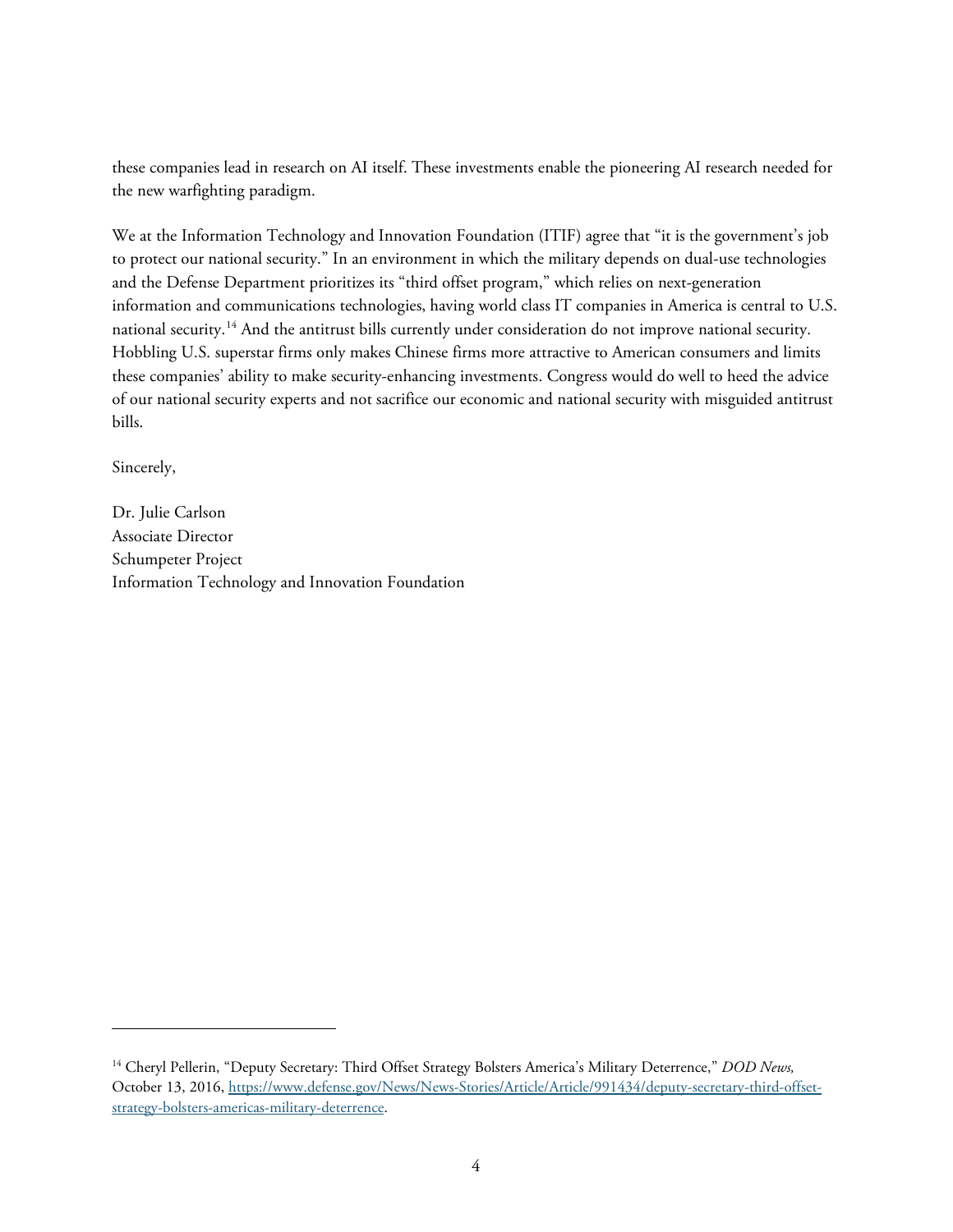these companies lead in research on AI itself. These investments enable the pioneering AI research needed for the new warfighting paradigm.

We at the Information Technology and Innovation Foundation (ITIF) agree that "it is the government's job to protect our national security." In an environment in which the military depends on dual-use technologies and the Defense Department prioritizes its "third offset program," which relies on next-generation information and communications technologies, having world class IT companies in America is central to U.S. national security.[14] And the antitrust bills currently under consideration do not improve national security. Hobbling U.S. superstar firms only makes Chinese firms more attractive to American consumers and limits these companies' ability to make security-enhancing investments. Congress would do well to heed the advice of our national security experts and not sacrifice our economic and national security with misguided antitrust bills.

Sincerely,

Dr. Julie Carlson
Associate Director
Schumpeter Project
Information Technology and Innovation Foundation

---

[14] Cheryl Pellerin, "Deputy Secretary: Third Offset Strategy Bolsters America's Military Deterrence," *DOD News,* October 13, 2016, https://www.defense.gov/News/News-Stories/Article/Article/991434/deputy-secretary-third-offset-strategy-bolsters-americas-military-deterrence.